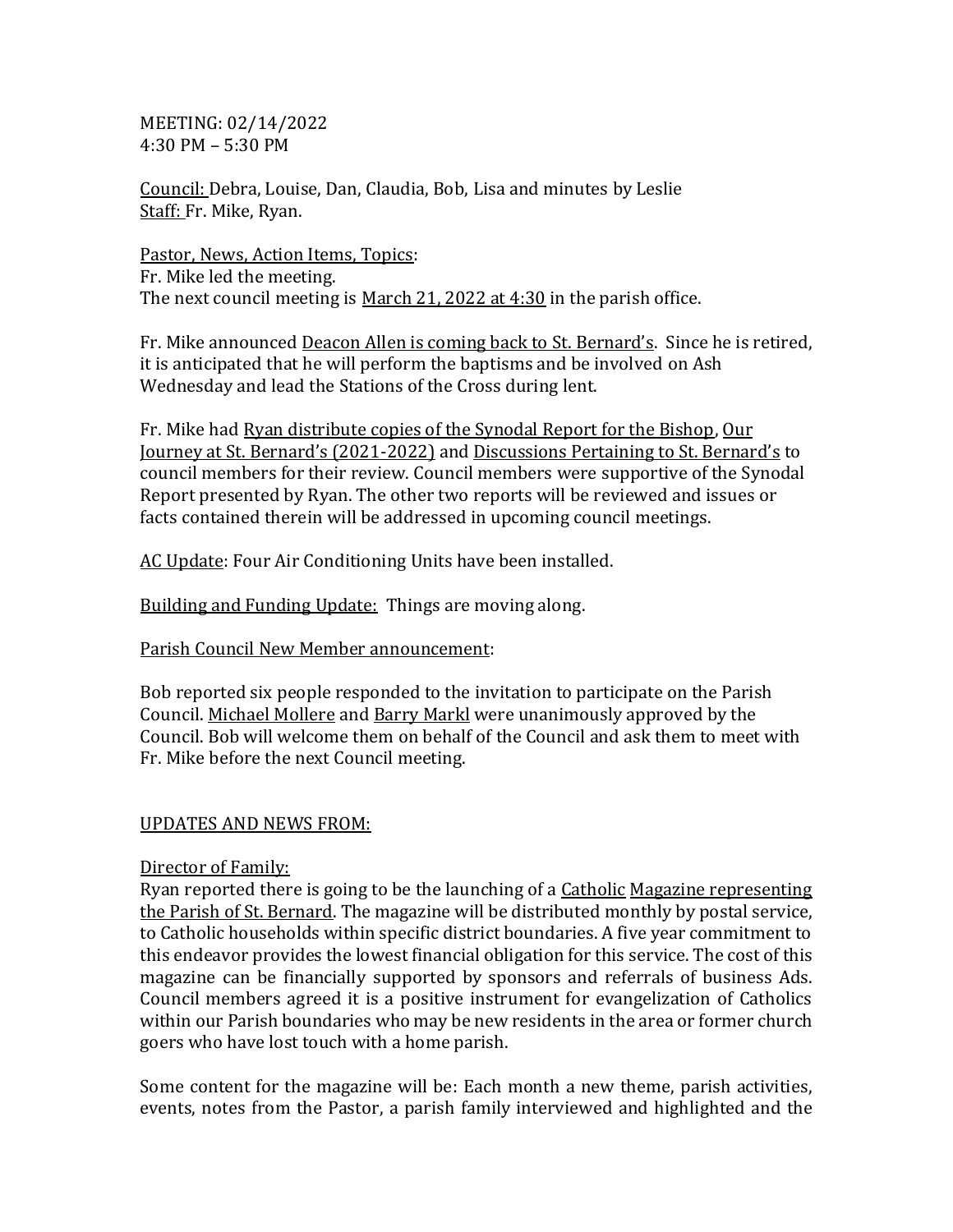MEETING: 02/14/2022
4:30 PM – 5:30 PM

<u>Council:</u> Debra, Louise, Dan, Claudia, Bob, Lisa and minutes by Leslie
<u>Staff:</u> Fr. Mike, Ryan.

<u>Pastor, News, Action Items, Topics</u>:
Fr. Mike led the meeting.
The next council meeting is <u>March 21, 2022 at 4:30</u> in the parish office.

Fr. Mike announced <u>Deacon Allen is coming back to St. Bernard's</u>. Since he is retired, it is anticipated that he will perform the baptisms and be involved on Ash Wednesday and lead the Stations of the Cross during lent.

Fr. Mike had <u>Ryan distribute copies of the Synodal Report for the Bishop</u>, <u>Our Journey at St. Bernard's (2021-2022)</u> and <u>Discussions Pertaining to St. Bernard's</u> to council members for their review. Council members were supportive of the Synodal Report presented by Ryan. The other two reports will be reviewed and issues or facts contained therein will be addressed in upcoming council meetings.

<u>AC Update</u>: Four Air Conditioning Units have been installed.

<u>Building and Funding Update:</u> Things are moving along.

<u>Parish Council New Member announcement</u>:

Bob reported six people responded to the invitation to participate on the Parish Council. <u>Michael Mollere</u> and <u>Barry Markl</u> were unanimously approved by the Council. Bob will welcome them on behalf of the Council and ask them to meet with Fr. Mike before the next Council meeting.

<u>UPDATES AND NEWS FROM:</u>

<u>Director of Family:</u>
Ryan reported there is going to be the launching of a <u>Catholic Magazine representing the Parish of St. Bernard</u>. The magazine will be distributed monthly by postal service, to Catholic households within specific district boundaries. A five year commitment to this endeavor provides the lowest financial obligation for this service. The cost of this magazine can be financially supported by sponsors and referrals of business Ads. Council members agreed it is a positive instrument for evangelization of Catholics within our Parish boundaries who may be new residents in the area or former church goers who have lost touch with a home parish.

Some content for the magazine will be: Each month a new theme, parish activities, events, notes from the Pastor, a parish family interviewed and highlighted and the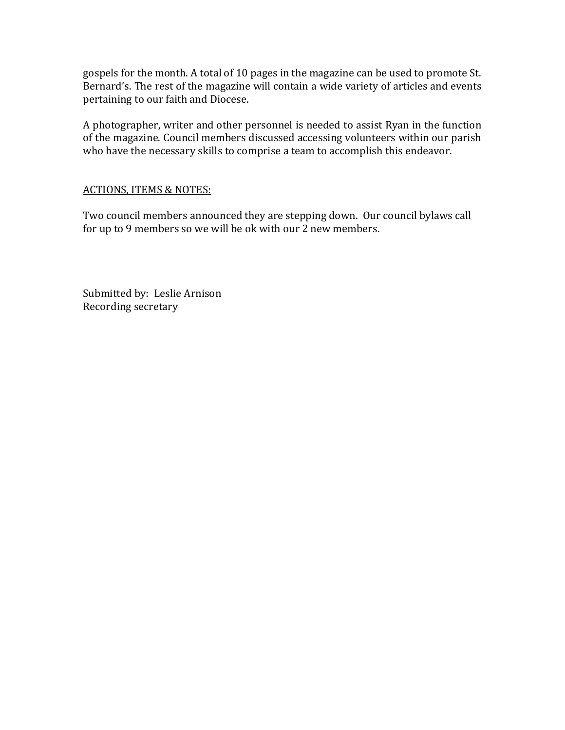gospels for the month. A total of 10 pages in the magazine can be used to promote St. Bernard's. The rest of the magazine will contain a wide variety of articles and events pertaining to our faith and Diocese.

A photographer, writer and other personnel is needed to assist Ryan in the function of the magazine. Council members discussed accessing volunteers within our parish who have the necessary skills to comprise a team to accomplish this endeavor.

<u>ACTIONS, ITEMS & NOTES:</u>

Two council members announced they are stepping down. Our council bylaws call for up to 9 members so we will be ok with our 2 new members.

Submitted by: Leslie Arnison
Recording secretary